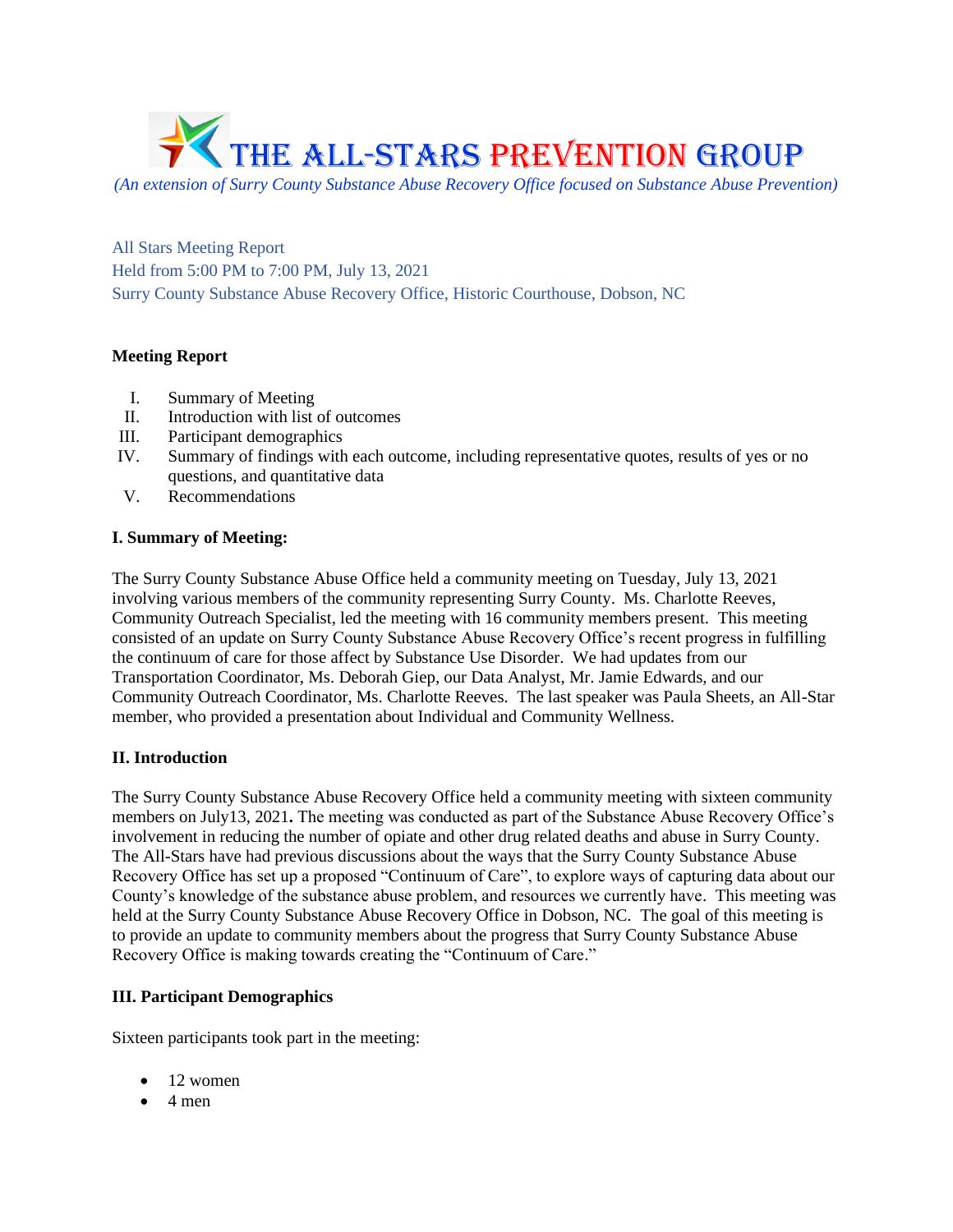# THE ALL-STARS PREVENTION GROUP

*(An extension of Surry County Substance Abuse Recovery Office focused on Substance Abuse Prevention)*

All Stars Meeting Report
Held from 5:00 PM to 7:00 PM, July 13, 2021
Surry County Substance Abuse Recovery Office, Historic Courthouse, Dobson, NC

**Meeting Report**

I. Summary of Meeting
II. Introduction with list of outcomes
III. Participant demographics
IV. Summary of findings with each outcome, including representative quotes, results of yes or no questions, and quantitative data
V. Recommendations

**I. Summary of Meeting:**

The Surry County Substance Abuse Office held a community meeting on Tuesday, July 13, 2021 involving various members of the community representing Surry County. Ms. Charlotte Reeves, Community Outreach Specialist, led the meeting with 16 community members present. This meeting consisted of an update on Surry County Substance Abuse Recovery Office's recent progress in fulfilling the continuum of care for those affect by Substance Use Disorder. We had updates from our Transportation Coordinator, Ms. Deborah Giep, our Data Analyst, Mr. Jamie Edwards, and our Community Outreach Coordinator, Ms. Charlotte Reeves. The last speaker was Paula Sheets, an All-Star member, who provided a presentation about Individual and Community Wellness.

**II. Introduction**

The Surry County Substance Abuse Recovery Office held a community meeting with sixteen community members on July13, 2021**.** The meeting was conducted as part of the Substance Abuse Recovery Office's involvement in reducing the number of opiate and other drug related deaths and abuse in Surry County. The All-Stars have had previous discussions about the ways that the Surry County Substance Abuse Recovery Office has set up a proposed "Continuum of Care", to explore ways of capturing data about our County's knowledge of the substance abuse problem, and resources we currently have. This meeting was held at the Surry County Substance Abuse Recovery Office in Dobson, NC. The goal of this meeting is to provide an update to community members about the progress that Surry County Substance Abuse Recovery Office is making towards creating the "Continuum of Care."

**III. Participant Demographics**

Sixteen participants took part in the meeting:

- 12 women
- 4 men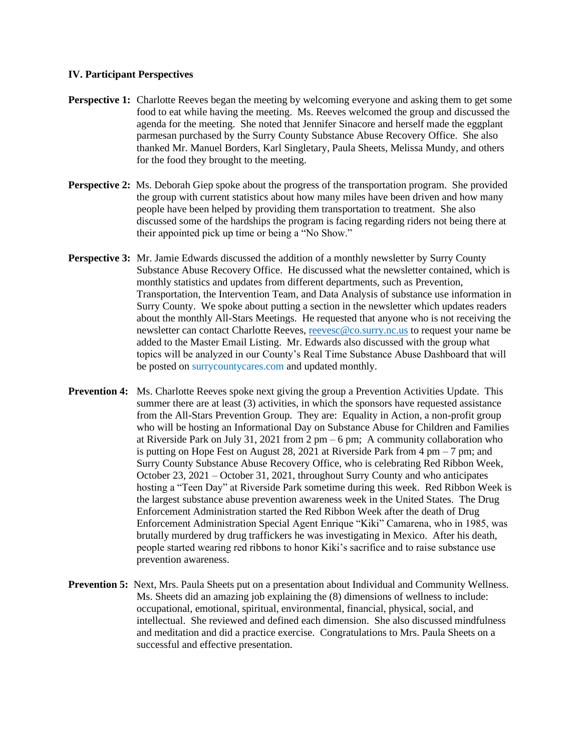**IV. Participant Perspectives**

**Perspective 1:** Charlotte Reeves began the meeting by welcoming everyone and asking them to get some food to eat while having the meeting. Ms. Reeves welcomed the group and discussed the agenda for the meeting. She noted that Jennifer Sinacore and herself made the eggplant parmesan purchased by the Surry County Substance Abuse Recovery Office. She also thanked Mr. Manuel Borders, Karl Singletary, Paula Sheets, Melissa Mundy, and others for the food they brought to the meeting.

**Perspective 2:** Ms. Deborah Giep spoke about the progress of the transportation program. She provided the group with current statistics about how many miles have been driven and how many people have been helped by providing them transportation to treatment. She also discussed some of the hardships the program is facing regarding riders not being there at their appointed pick up time or being a "No Show."

**Perspective 3:** Mr. Jamie Edwards discussed the addition of a monthly newsletter by Surry County Substance Abuse Recovery Office. He discussed what the newsletter contained, which is monthly statistics and updates from different departments, such as Prevention, Transportation, the Intervention Team, and Data Analysis of substance use information in Surry County. We spoke about putting a section in the newsletter which updates readers about the monthly All-Stars Meetings. He requested that anyone who is not receiving the newsletter can contact Charlotte Reeves, reevesc@co.surry.nc.us to request your name be added to the Master Email Listing. Mr. Edwards also discussed with the group what topics will be analyzed in our County's Real Time Substance Abuse Dashboard that will be posted on surrycountycares.com and updated monthly.

**Prevention 4:** Ms. Charlotte Reeves spoke next giving the group a Prevention Activities Update. This summer there are at least (3) activities, in which the sponsors have requested assistance from the All-Stars Prevention Group. They are: Equality in Action, a non-profit group who will be hosting an Informational Day on Substance Abuse for Children and Families at Riverside Park on July 31, 2021 from 2 pm – 6 pm; A community collaboration who is putting on Hope Fest on August 28, 2021 at Riverside Park from 4 pm – 7 pm; and Surry County Substance Abuse Recovery Office, who is celebrating Red Ribbon Week, October 23, 2021 – October 31, 2021, throughout Surry County and who anticipates hosting a "Teen Day" at Riverside Park sometime during this week. Red Ribbon Week is the largest substance abuse prevention awareness week in the United States. The Drug Enforcement Administration started the Red Ribbon Week after the death of Drug Enforcement Administration Special Agent Enrique "Kiki" Camarena, who in 1985, was brutally murdered by drug traffickers he was investigating in Mexico. After his death, people started wearing red ribbons to honor Kiki's sacrifice and to raise substance use prevention awareness.

**Prevention 5:** Next, Mrs. Paula Sheets put on a presentation about Individual and Community Wellness. Ms. Sheets did an amazing job explaining the (8) dimensions of wellness to include: occupational, emotional, spiritual, environmental, financial, physical, social, and intellectual. She reviewed and defined each dimension. She also discussed mindfulness and meditation and did a practice exercise. Congratulations to Mrs. Paula Sheets on a successful and effective presentation.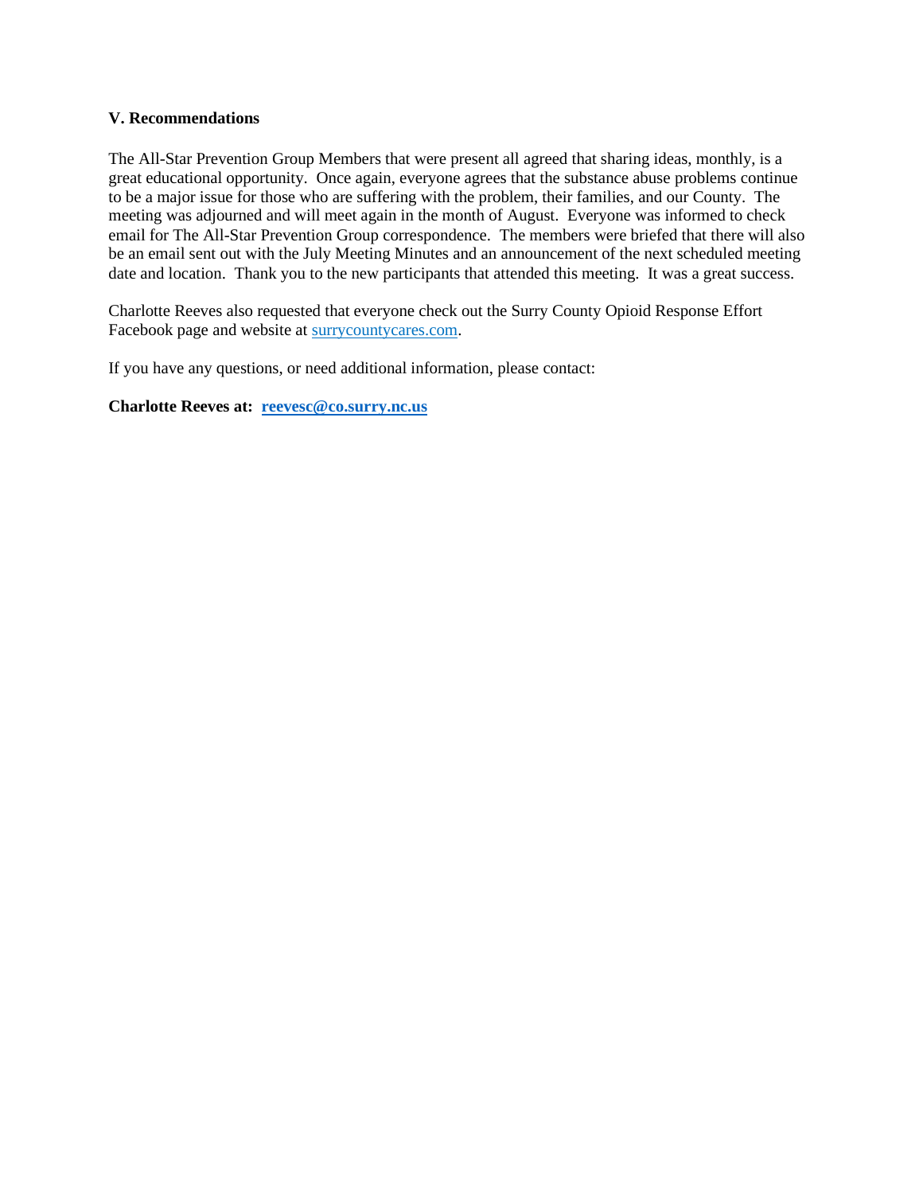### V. Recommendations

The All-Star Prevention Group Members that were present all agreed that sharing ideas, monthly, is a great educational opportunity. Once again, everyone agrees that the substance abuse problems continue to be a major issue for those who are suffering with the problem, their families, and our County. The meeting was adjourned and will meet again in the month of August. Everyone was informed to check email for The All-Star Prevention Group correspondence. The members were briefed that there will also be an email sent out with the July Meeting Minutes and an announcement of the next scheduled meeting date and location. Thank you to the new participants that attended this meeting. It was a great success.

Charlotte Reeves also requested that everyone check out the Surry County Opioid Response Effort Facebook page and website at surrycountycares.com.

If you have any questions, or need additional information, please contact:

**Charlotte Reeves at: reevesc@co.surry.nc.us**